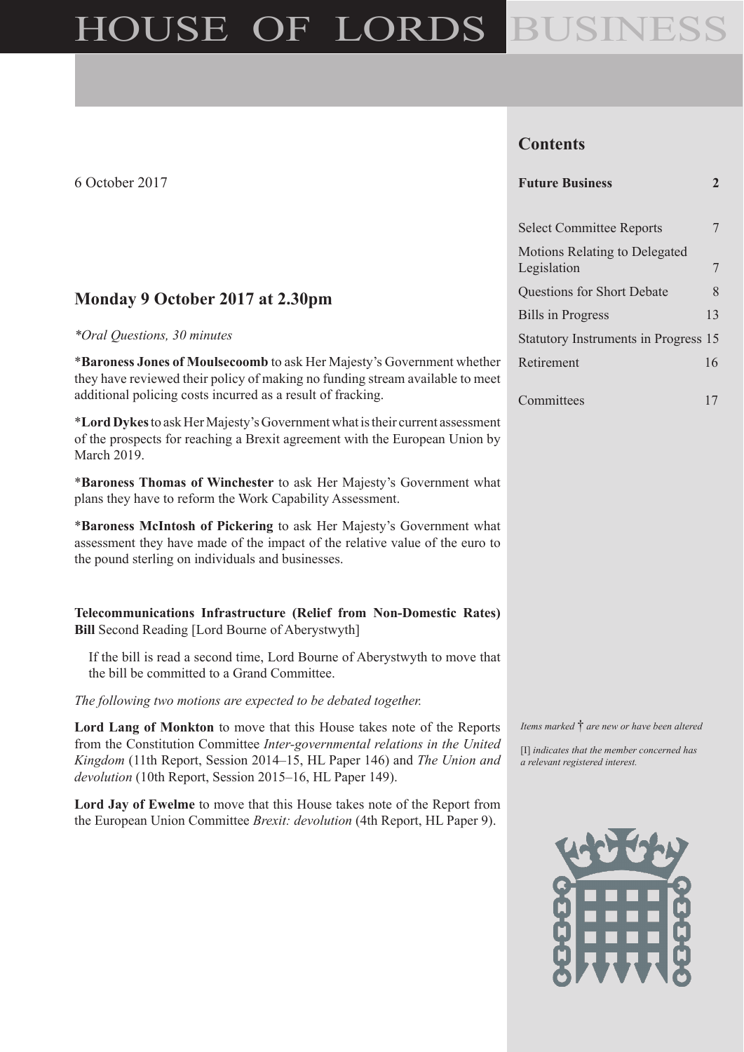# HOUSE OF LORDS BUSINESS

6 October 2017

## Contents

| | |
|---|---|
| **Future Business** | **2** |
| Select Committee Reports | 7 |
| Motions Relating to Delegated Legislation | 7 |
| Questions for Short Debate | 8 |
| Bills in Progress | 13 |
| Statutory Instruments in Progress | 15 |
| Retirement | 16 |
| Committees | 17 |

*Items marked † are new or have been altered*

[I] *indicates that the member concerned has a relevant registered interest.*

## Monday 9 October 2017 at 2.30pm

*\*Oral Questions, 30 minutes*

\***Baroness Jones of Moulsecoomb** to ask Her Majesty's Government whether they have reviewed their policy of making no funding stream available to meet additional policing costs incurred as a result of fracking.

\***Lord Dykes** to ask Her Majesty's Government what is their current assessment of the prospects for reaching a Brexit agreement with the European Union by March 2019.

\***Baroness Thomas of Winchester** to ask Her Majesty's Government what plans they have to reform the Work Capability Assessment.

\***Baroness McIntosh of Pickering** to ask Her Majesty's Government what assessment they have made of the impact of the relative value of the euro to the pound sterling on individuals and businesses.

**Telecommunications Infrastructure (Relief from Non-Domestic Rates) Bill** Second Reading [Lord Bourne of Aberystwyth]

> If the bill is read a second time, Lord Bourne of Aberystwyth to move that the bill be committed to a Grand Committee.

*The following two motions are expected to be debated together.*

**Lord Lang of Monkton** to move that this House takes note of the Reports from the Constitution Committee *Inter-governmental relations in the United Kingdom* (11th Report, Session 2014–15, HL Paper 146) and *The Union and devolution* (10th Report, Session 2015–16, HL Paper 149).

**Lord Jay of Ewelme** to move that this House takes note of the Report from the European Union Committee *Brexit: devolution* (4th Report, HL Paper 9).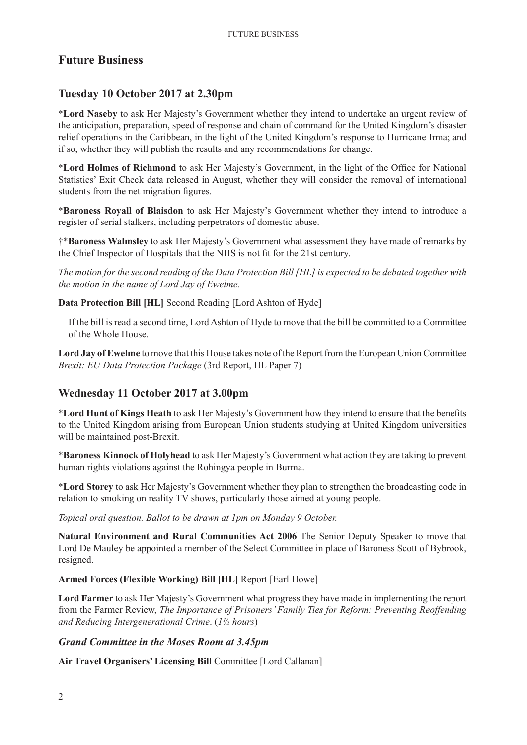# Future Business

## Tuesday 10 October 2017 at 2.30pm

*__Lord Naseby__ to ask Her Majesty's Government whether they intend to undertake an urgent review of the anticipation, preparation, speed of response and chain of command for the United Kingdom's disaster relief operations in the Caribbean, in the light of the United Kingdom's response to Hurricane Irma; and if so, whether they will publish the results and any recommendations for change.

*__Lord Holmes of Richmond__ to ask Her Majesty's Government, in the light of the Office for National Statistics' Exit Check data released in August, whether they will consider the removal of international students from the net migration figures.

*__Baroness Royall of Blaisdon__ to ask Her Majesty's Government whether they intend to introduce a register of serial stalkers, including perpetrators of domestic abuse.

†*__Baroness Walmsley__ to ask Her Majesty's Government what assessment they have made of remarks by the Chief Inspector of Hospitals that the NHS is not fit for the 21st century.

*The motion for the second reading of the Data Protection Bill [HL] is expected to be debated together with the motion in the name of Lord Jay of Ewelme.*

**Data Protection Bill [HL]** Second Reading [Lord Ashton of Hyde]

If the bill is read a second time, Lord Ashton of Hyde to move that the bill be committed to a Committee of the Whole House.

**Lord Jay of Ewelme** to move that this House takes note of the Report from the European Union Committee *Brexit: EU Data Protection Package* (3rd Report, HL Paper 7)

## Wednesday 11 October 2017 at 3.00pm

*__Lord Hunt of Kings Heath__ to ask Her Majesty's Government how they intend to ensure that the benefits to the United Kingdom arising from European Union students studying at United Kingdom universities will be maintained post-Brexit.

*__Baroness Kinnock of Holyhead__ to ask Her Majesty's Government what action they are taking to prevent human rights violations against the Rohingya people in Burma.

*__Lord Storey__ to ask Her Majesty's Government whether they plan to strengthen the broadcasting code in relation to smoking on reality TV shows, particularly those aimed at young people.

*Topical oral question. Ballot to be drawn at 1pm on Monday 9 October.*

**Natural Environment and Rural Communities Act 2006** The Senior Deputy Speaker to move that Lord De Mauley be appointed a member of the Select Committee in place of Baroness Scott of Bybrook, resigned.

**Armed Forces (Flexible Working) Bill [HL]** Report [Earl Howe]

**Lord Farmer** to ask Her Majesty's Government what progress they have made in implementing the report from the Farmer Review, *The Importance of Prisoners' Family Ties for Reform: Preventing Reoffending and Reducing Intergenerational Crime*. (*1½ hours*)

### *Grand Committee in the Moses Room at 3.45pm*

**Air Travel Organisers' Licensing Bill** Committee [Lord Callanan]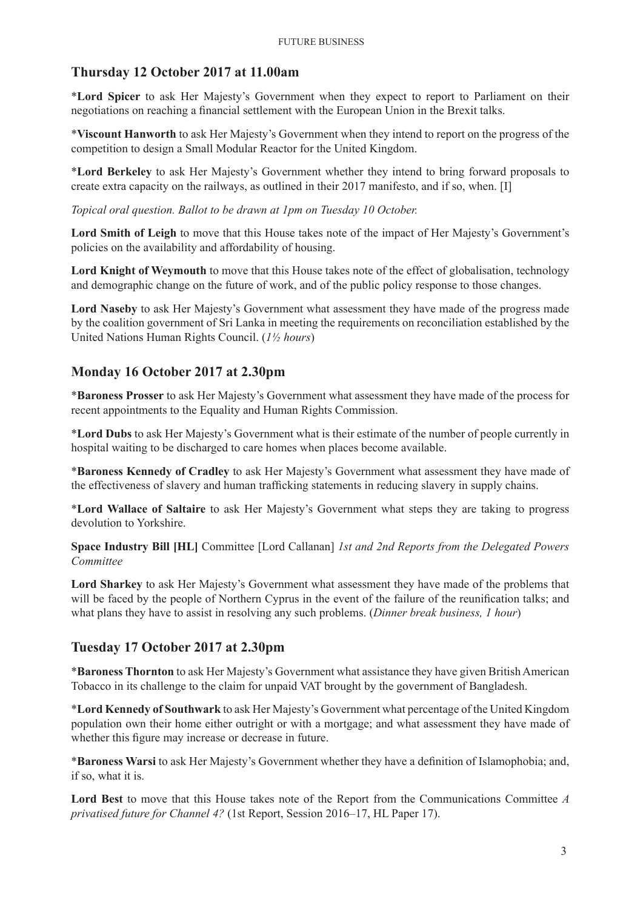## Thursday 12 October 2017 at 11.00am

*__Lord Spicer__ to ask Her Majesty's Government when they expect to report to Parliament on their negotiations on reaching a financial settlement with the European Union in the Brexit talks.

*__Viscount Hanworth__ to ask Her Majesty's Government when they intend to report on the progress of the competition to design a Small Modular Reactor for the United Kingdom.

*__Lord Berkeley__ to ask Her Majesty's Government whether they intend to bring forward proposals to create extra capacity on the railways, as outlined in their 2017 manifesto, and if so, when. [I]

*Topical oral question. Ballot to be drawn at 1pm on Tuesday 10 October.*

**Lord Smith of Leigh** to move that this House takes note of the impact of Her Majesty's Government's policies on the availability and affordability of housing.

**Lord Knight of Weymouth** to move that this House takes note of the effect of globalisation, technology and demographic change on the future of work, and of the public policy response to those changes.

**Lord Naseby** to ask Her Majesty's Government what assessment they have made of the progress made by the coalition government of Sri Lanka in meeting the requirements on reconciliation established by the United Nations Human Rights Council. (*1½ hours*)

## Monday 16 October 2017 at 2.30pm

*__Baroness Prosser__ to ask Her Majesty's Government what assessment they have made of the process for recent appointments to the Equality and Human Rights Commission.

*__Lord Dubs__ to ask Her Majesty's Government what is their estimate of the number of people currently in hospital waiting to be discharged to care homes when places become available.

*__Baroness Kennedy of Cradley__ to ask Her Majesty's Government what assessment they have made of the effectiveness of slavery and human trafficking statements in reducing slavery in supply chains.

*__Lord Wallace of Saltaire__ to ask Her Majesty's Government what steps they are taking to progress devolution to Yorkshire.

**Space Industry Bill [HL]** Committee [Lord Callanan] *1st and 2nd Reports from the Delegated Powers Committee*

**Lord Sharkey** to ask Her Majesty's Government what assessment they have made of the problems that will be faced by the people of Northern Cyprus in the event of the failure of the reunification talks; and what plans they have to assist in resolving any such problems. (*Dinner break business, 1 hour*)

## Tuesday 17 October 2017 at 2.30pm

*__Baroness Thornton__ to ask Her Majesty's Government what assistance they have given British American Tobacco in its challenge to the claim for unpaid VAT brought by the government of Bangladesh.

*__Lord Kennedy of Southwark__ to ask Her Majesty's Government what percentage of the United Kingdom population own their home either outright or with a mortgage; and what assessment they have made of whether this figure may increase or decrease in future.

*__Baroness Warsi__ to ask Her Majesty's Government whether they have a definition of Islamophobia; and, if so, what it is.

**Lord Best** to move that this House takes note of the Report from the Communications Committee *A privatised future for Channel 4?* (1st Report, Session 2016–17, HL Paper 17).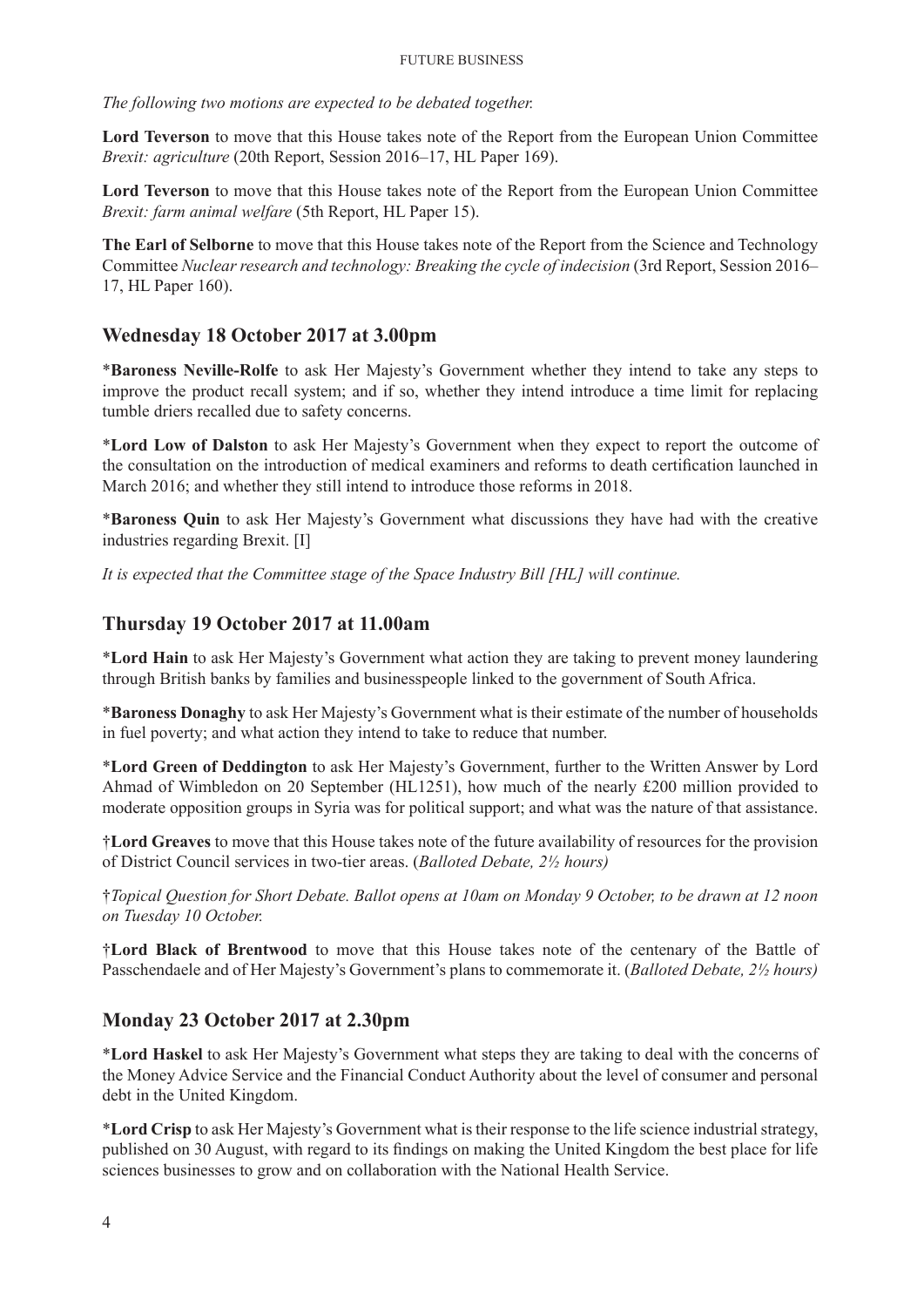*The following two motions are expected to be debated together.*

**Lord Teverson** to move that this House takes note of the Report from the European Union Committee *Brexit: agriculture* (20th Report, Session 2016–17, HL Paper 169).

**Lord Teverson** to move that this House takes note of the Report from the European Union Committee *Brexit: farm animal welfare* (5th Report, HL Paper 15).

**The Earl of Selborne** to move that this House takes note of the Report from the Science and Technology Committee *Nuclear research and technology: Breaking the cycle of indecision* (3rd Report, Session 2016–17, HL Paper 160).

## Wednesday 18 October 2017 at 3.00pm

*​**Baroness Neville-Rolfe** to ask Her Majesty's Government whether they intend to take any steps to improve the product recall system; and if so, whether they intend introduce a time limit for replacing tumble driers recalled due to safety concerns.

*​**Lord Low of Dalston** to ask Her Majesty's Government when they expect to report the outcome of the consultation on the introduction of medical examiners and reforms to death certification launched in March 2016; and whether they still intend to introduce those reforms in 2018.

*​**Baroness Quin** to ask Her Majesty's Government what discussions they have had with the creative industries regarding Brexit. [I]

*It is expected that the Committee stage of the Space Industry Bill [HL] will continue.*

## Thursday 19 October 2017 at 11.00am

*​**Lord Hain** to ask Her Majesty's Government what action they are taking to prevent money laundering through British banks by families and businesspeople linked to the government of South Africa.

*​**Baroness Donaghy** to ask Her Majesty's Government what is their estimate of the number of households in fuel poverty; and what action they intend to take to reduce that number.

*​**Lord Green of Deddington** to ask Her Majesty's Government, further to the Written Answer by Lord Ahmad of Wimbledon on 20 September (HL1251), how much of the nearly £200 million provided to moderate opposition groups in Syria was for political support; and what was the nature of that assistance.

†**Lord Greaves** to move that this House takes note of the future availability of resources for the provision of District Council services in two-tier areas. (*Balloted Debate, 2½ hours)*

†*Topical Question for Short Debate. Ballot opens at 10am on Monday 9 October, to be drawn at 12 noon on Tuesday 10 October.*

†**Lord Black of Brentwood** to move that this House takes note of the centenary of the Battle of Passchendaele and of Her Majesty's Government's plans to commemorate it. (*Balloted Debate, 2½ hours)*

## Monday 23 October 2017 at 2.30pm

*​**Lord Haskel** to ask Her Majesty's Government what steps they are taking to deal with the concerns of the Money Advice Service and the Financial Conduct Authority about the level of consumer and personal debt in the United Kingdom.

*​**Lord Crisp** to ask Her Majesty's Government what is their response to the life science industrial strategy, published on 30 August, with regard to its findings on making the United Kingdom the best place for life sciences businesses to grow and on collaboration with the National Health Service.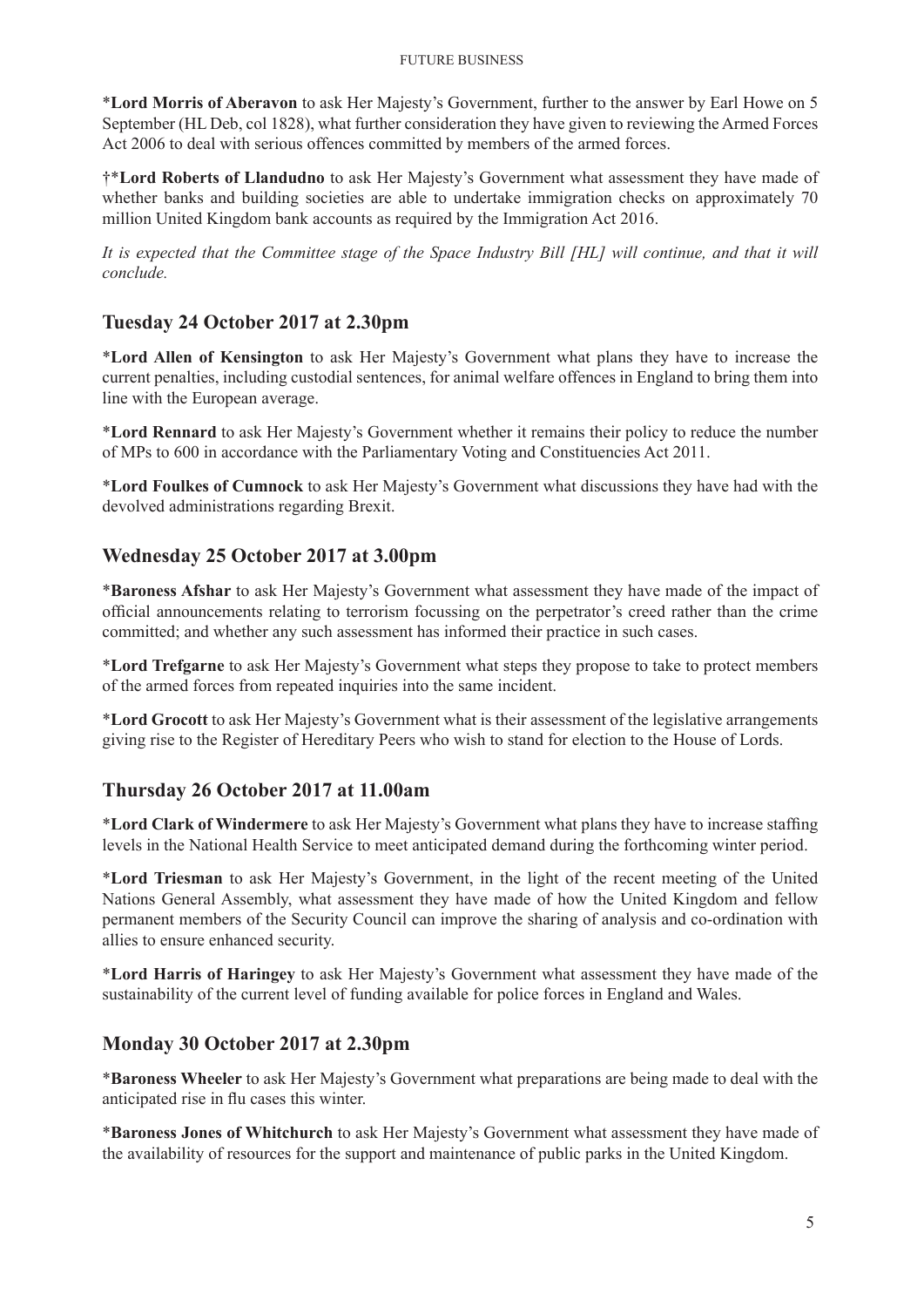*​**Lord Morris of Aberavon** to ask Her Majesty's Government, further to the answer by Earl Howe on 5 September (HL Deb, col 1828), what further consideration they have given to reviewing the Armed Forces Act 2006 to deal with serious offences committed by members of the armed forces.

†*​**Lord Roberts of Llandudno** to ask Her Majesty's Government what assessment they have made of whether banks and building societies are able to undertake immigration checks on approximately 70 million United Kingdom bank accounts as required by the Immigration Act 2016.

*It is expected that the Committee stage of the Space Industry Bill [HL] will continue, and that it will conclude.*

## Tuesday 24 October 2017 at 2.30pm

*​**Lord Allen of Kensington** to ask Her Majesty's Government what plans they have to increase the current penalties, including custodial sentences, for animal welfare offences in England to bring them into line with the European average.

*​**Lord Rennard** to ask Her Majesty's Government whether it remains their policy to reduce the number of MPs to 600 in accordance with the Parliamentary Voting and Constituencies Act 2011.

*​**Lord Foulkes of Cumnock** to ask Her Majesty's Government what discussions they have had with the devolved administrations regarding Brexit.

## Wednesday 25 October 2017 at 3.00pm

*​**Baroness Afshar** to ask Her Majesty's Government what assessment they have made of the impact of official announcements relating to terrorism focussing on the perpetrator's creed rather than the crime committed; and whether any such assessment has informed their practice in such cases.

*​**Lord Trefgarne** to ask Her Majesty's Government what steps they propose to take to protect members of the armed forces from repeated inquiries into the same incident.

*​**Lord Grocott** to ask Her Majesty's Government what is their assessment of the legislative arrangements giving rise to the Register of Hereditary Peers who wish to stand for election to the House of Lords.

## Thursday 26 October 2017 at 11.00am

*​**Lord Clark of Windermere** to ask Her Majesty's Government what plans they have to increase staffing levels in the National Health Service to meet anticipated demand during the forthcoming winter period.

*​**Lord Triesman** to ask Her Majesty's Government, in the light of the recent meeting of the United Nations General Assembly, what assessment they have made of how the United Kingdom and fellow permanent members of the Security Council can improve the sharing of analysis and co-ordination with allies to ensure enhanced security.

*​**Lord Harris of Haringey** to ask Her Majesty's Government what assessment they have made of the sustainability of the current level of funding available for police forces in England and Wales.

## Monday 30 October 2017 at 2.30pm

*​**Baroness Wheeler** to ask Her Majesty's Government what preparations are being made to deal with the anticipated rise in flu cases this winter.

*​**Baroness Jones of Whitchurch** to ask Her Majesty's Government what assessment they have made of the availability of resources for the support and maintenance of public parks in the United Kingdom.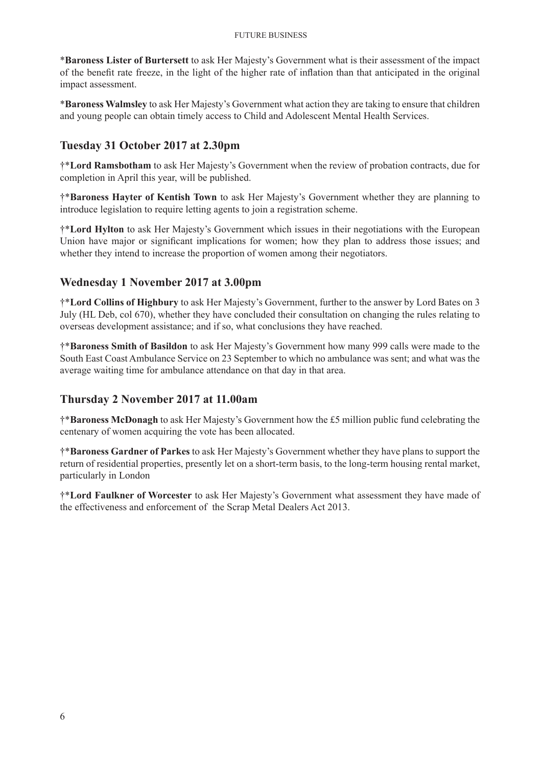*__Baroness Lister of Burtersett__ to ask Her Majesty's Government what is their assessment of the impact of the benefit rate freeze, in the light of the higher rate of inflation than that anticipated in the original impact assessment.

*__Baroness Walmsley__ to ask Her Majesty's Government what action they are taking to ensure that children and young people can obtain timely access to Child and Adolescent Mental Health Services.

## Tuesday 31 October 2017 at 2.30pm

†*__Lord Ramsbotham__ to ask Her Majesty's Government when the review of probation contracts, due for completion in April this year, will be published.

†*__Baroness Hayter of Kentish Town__ to ask Her Majesty's Government whether they are planning to introduce legislation to require letting agents to join a registration scheme.

†*__Lord Hylton__ to ask Her Majesty's Government which issues in their negotiations with the European Union have major or significant implications for women; how they plan to address those issues; and whether they intend to increase the proportion of women among their negotiators.

## Wednesday 1 November 2017 at 3.00pm

†*__Lord Collins of Highbury__ to ask Her Majesty's Government, further to the answer by Lord Bates on 3 July (HL Deb, col 670), whether they have concluded their consultation on changing the rules relating to overseas development assistance; and if so, what conclusions they have reached.

†*__Baroness Smith of Basildon__ to ask Her Majesty's Government how many 999 calls were made to the South East Coast Ambulance Service on 23 September to which no ambulance was sent; and what was the average waiting time for ambulance attendance on that day in that area.

## Thursday 2 November 2017 at 11.00am

†*__Baroness McDonagh__ to ask Her Majesty's Government how the £5 million public fund celebrating the centenary of women acquiring the vote has been allocated.

†*__Baroness Gardner of Parkes__ to ask Her Majesty's Government whether they have plans to support the return of residential properties, presently let on a short-term basis, to the long-term housing rental market, particularly in London

†*__Lord Faulkner of Worcester__ to ask Her Majesty's Government what assessment they have made of the effectiveness and enforcement of the Scrap Metal Dealers Act 2013.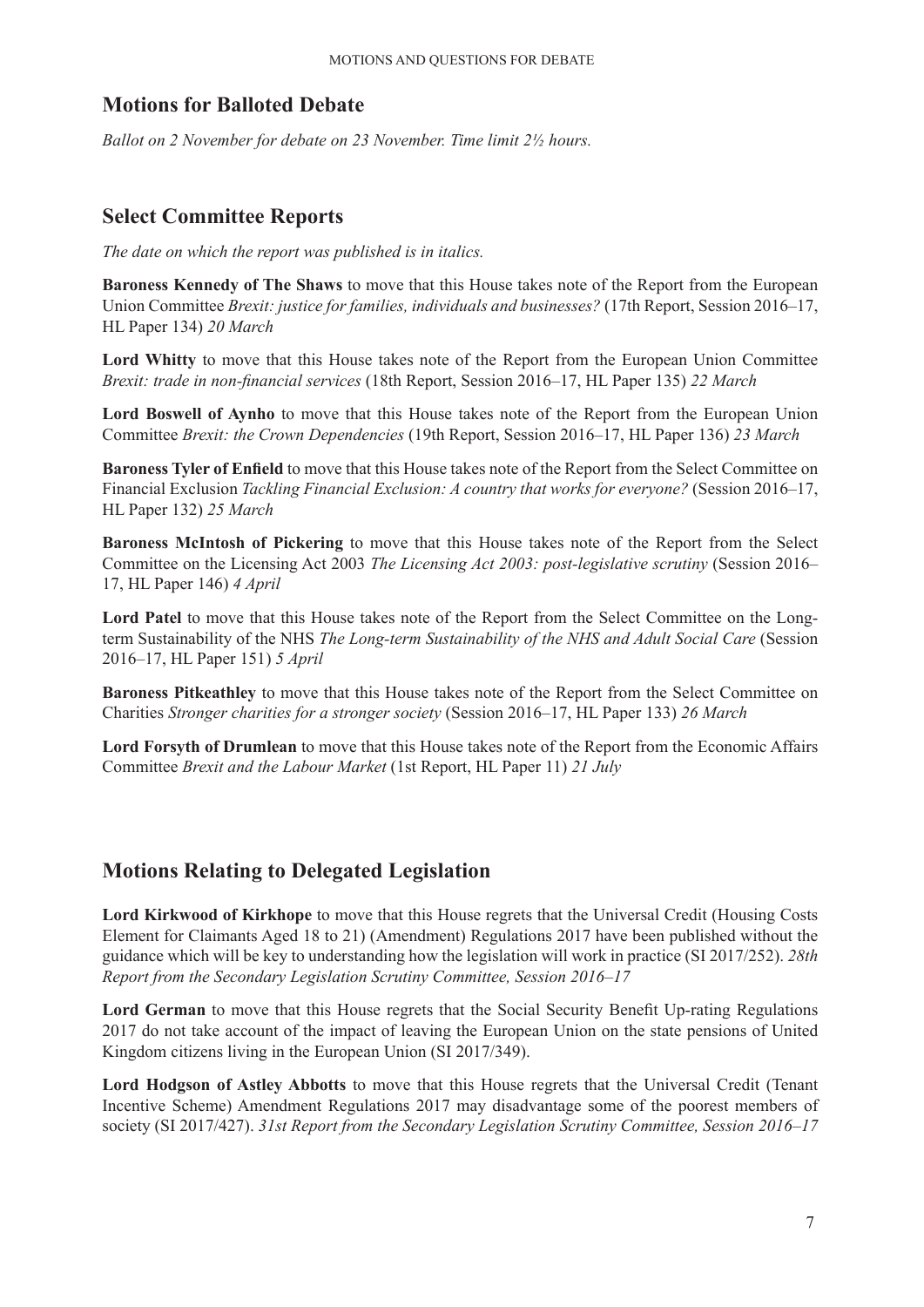## Motions for Balloted Debate

*Ballot on 2 November for debate on 23 November. Time limit 2½ hours.*

## Select Committee Reports

*The date on which the report was published is in italics.*

**Baroness Kennedy of The Shaws** to move that this House takes note of the Report from the European Union Committee *Brexit: justice for families, individuals and businesses?* (17th Report, Session 2016–17, HL Paper 134) *20 March*

**Lord Whitty** to move that this House takes note of the Report from the European Union Committee *Brexit: trade in non-financial services* (18th Report, Session 2016–17, HL Paper 135) *22 March*

**Lord Boswell of Aynho** to move that this House takes note of the Report from the European Union Committee *Brexit: the Crown Dependencies* (19th Report, Session 2016–17, HL Paper 136) *23 March*

**Baroness Tyler of Enfield** to move that this House takes note of the Report from the Select Committee on Financial Exclusion *Tackling Financial Exclusion: A country that works for everyone?* (Session 2016–17, HL Paper 132) *25 March*

**Baroness McIntosh of Pickering** to move that this House takes note of the Report from the Select Committee on the Licensing Act 2003 *The Licensing Act 2003: post-legislative scrutiny* (Session 2016–17, HL Paper 146) *4 April*

**Lord Patel** to move that this House takes note of the Report from the Select Committee on the Long-term Sustainability of the NHS *The Long-term Sustainability of the NHS and Adult Social Care* (Session 2016–17, HL Paper 151) *5 April*

**Baroness Pitkeathley** to move that this House takes note of the Report from the Select Committee on Charities *Stronger charities for a stronger society* (Session 2016–17, HL Paper 133) *26 March*

**Lord Forsyth of Drumlean** to move that this House takes note of the Report from the Economic Affairs Committee *Brexit and the Labour Market* (1st Report, HL Paper 11) *21 July*

## Motions Relating to Delegated Legislation

**Lord Kirkwood of Kirkhope** to move that this House regrets that the Universal Credit (Housing Costs Element for Claimants Aged 18 to 21) (Amendment) Regulations 2017 have been published without the guidance which will be key to understanding how the legislation will work in practice (SI 2017/252). *28th Report from the Secondary Legislation Scrutiny Committee, Session 2016–17*

**Lord German** to move that this House regrets that the Social Security Benefit Up-rating Regulations 2017 do not take account of the impact of leaving the European Union on the state pensions of United Kingdom citizens living in the European Union (SI 2017/349).

**Lord Hodgson of Astley Abbotts** to move that this House regrets that the Universal Credit (Tenant Incentive Scheme) Amendment Regulations 2017 may disadvantage some of the poorest members of society (SI 2017/427). *31st Report from the Secondary Legislation Scrutiny Committee, Session 2016–17*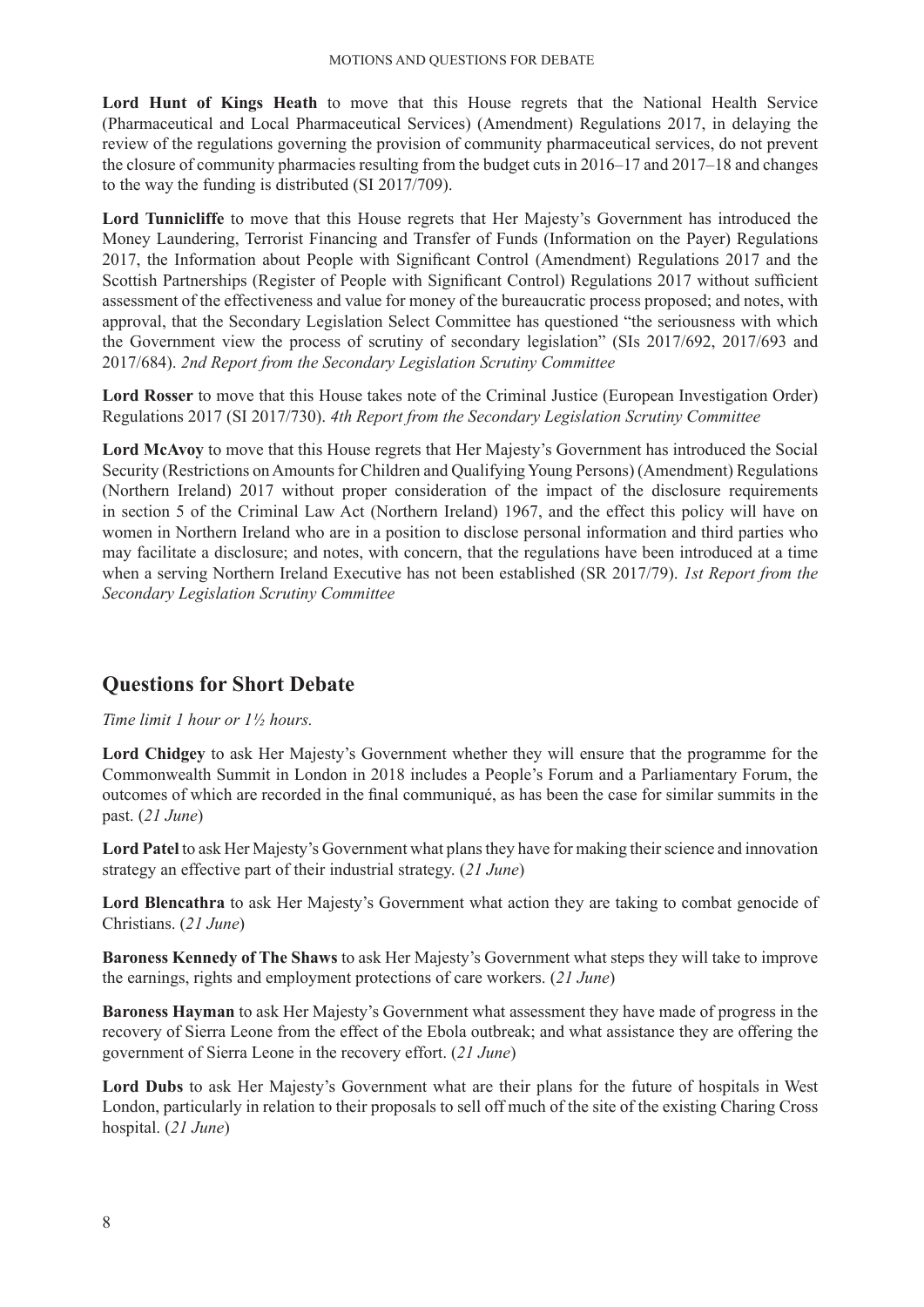**Lord Hunt of Kings Heath** to move that this House regrets that the National Health Service (Pharmaceutical and Local Pharmaceutical Services) (Amendment) Regulations 2017, in delaying the review of the regulations governing the provision of community pharmaceutical services, do not prevent the closure of community pharmacies resulting from the budget cuts in 2016–17 and 2017–18 and changes to the way the funding is distributed (SI 2017/709).

**Lord Tunnicliffe** to move that this House regrets that Her Majesty's Government has introduced the Money Laundering, Terrorist Financing and Transfer of Funds (Information on the Payer) Regulations 2017, the Information about People with Significant Control (Amendment) Regulations 2017 and the Scottish Partnerships (Register of People with Significant Control) Regulations 2017 without sufficient assessment of the effectiveness and value for money of the bureaucratic process proposed; and notes, with approval, that the Secondary Legislation Select Committee has questioned "the seriousness with which the Government view the process of scrutiny of secondary legislation" (SIs 2017/692, 2017/693 and 2017/684). *2nd Report from the Secondary Legislation Scrutiny Committee*

**Lord Rosser** to move that this House takes note of the Criminal Justice (European Investigation Order) Regulations 2017 (SI 2017/730). *4th Report from the Secondary Legislation Scrutiny Committee*

**Lord McAvoy** to move that this House regrets that Her Majesty's Government has introduced the Social Security (Restrictions on Amounts for Children and Qualifying Young Persons) (Amendment) Regulations (Northern Ireland) 2017 without proper consideration of the impact of the disclosure requirements in section 5 of the Criminal Law Act (Northern Ireland) 1967, and the effect this policy will have on women in Northern Ireland who are in a position to disclose personal information and third parties who may facilitate a disclosure; and notes, with concern, that the regulations have been introduced at a time when a serving Northern Ireland Executive has not been established (SR 2017/79). *1st Report from the Secondary Legislation Scrutiny Committee*

## Questions for Short Debate

*Time limit 1 hour or 1½ hours.*

**Lord Chidgey** to ask Her Majesty's Government whether they will ensure that the programme for the Commonwealth Summit in London in 2018 includes a People's Forum and a Parliamentary Forum, the outcomes of which are recorded in the final communiqué, as has been the case for similar summits in the past. (*21 June*)

**Lord Patel** to ask Her Majesty's Government what plans they have for making their science and innovation strategy an effective part of their industrial strategy. (*21 June*)

**Lord Blencathra** to ask Her Majesty's Government what action they are taking to combat genocide of Christians. (*21 June*)

**Baroness Kennedy of The Shaws** to ask Her Majesty's Government what steps they will take to improve the earnings, rights and employment protections of care workers. (*21 June*)

**Baroness Hayman** to ask Her Majesty's Government what assessment they have made of progress in the recovery of Sierra Leone from the effect of the Ebola outbreak; and what assistance they are offering the government of Sierra Leone in the recovery effort. (*21 June*)

**Lord Dubs** to ask Her Majesty's Government what are their plans for the future of hospitals in West London, particularly in relation to their proposals to sell off much of the site of the existing Charing Cross hospital. (*21 June*)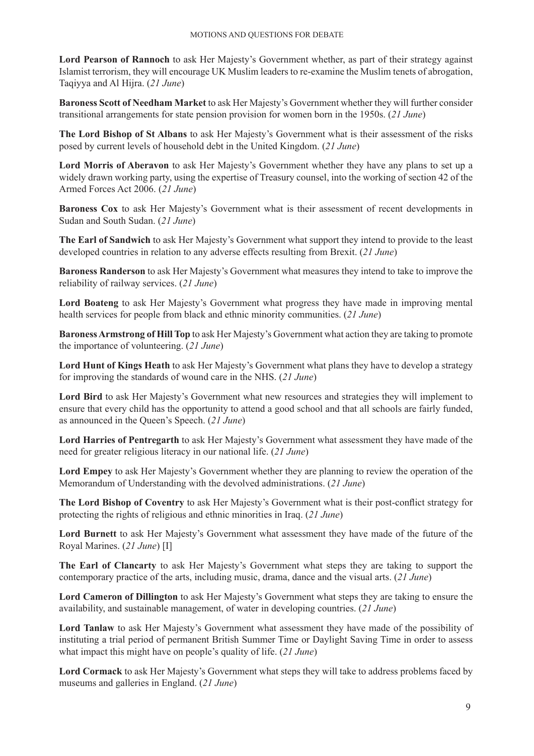**Lord Pearson of Rannoch** to ask Her Majesty's Government whether, as part of their strategy against Islamist terrorism, they will encourage UK Muslim leaders to re-examine the Muslim tenets of abrogation, Taqiyya and Al Hijra. (*21 June*)

**Baroness Scott of Needham Market** to ask Her Majesty's Government whether they will further consider transitional arrangements for state pension provision for women born in the 1950s. (*21 June*)

**The Lord Bishop of St Albans** to ask Her Majesty's Government what is their assessment of the risks posed by current levels of household debt in the United Kingdom. (*21 June*)

**Lord Morris of Aberavon** to ask Her Majesty's Government whether they have any plans to set up a widely drawn working party, using the expertise of Treasury counsel, into the working of section 42 of the Armed Forces Act 2006. (*21 June*)

**Baroness Cox** to ask Her Majesty's Government what is their assessment of recent developments in Sudan and South Sudan. (*21 June*)

**The Earl of Sandwich** to ask Her Majesty's Government what support they intend to provide to the least developed countries in relation to any adverse effects resulting from Brexit. (*21 June*)

**Baroness Randerson** to ask Her Majesty's Government what measures they intend to take to improve the reliability of railway services. (*21 June*)

**Lord Boateng** to ask Her Majesty's Government what progress they have made in improving mental health services for people from black and ethnic minority communities. (*21 June*)

**Baroness Armstrong of Hill Top** to ask Her Majesty's Government what action they are taking to promote the importance of volunteering. (*21 June*)

**Lord Hunt of Kings Heath** to ask Her Majesty's Government what plans they have to develop a strategy for improving the standards of wound care in the NHS. (*21 June*)

**Lord Bird** to ask Her Majesty's Government what new resources and strategies they will implement to ensure that every child has the opportunity to attend a good school and that all schools are fairly funded, as announced in the Queen's Speech. (*21 June*)

**Lord Harries of Pentregarth** to ask Her Majesty's Government what assessment they have made of the need for greater religious literacy in our national life. (*21 June*)

**Lord Empey** to ask Her Majesty's Government whether they are planning to review the operation of the Memorandum of Understanding with the devolved administrations. (*21 June*)

**The Lord Bishop of Coventry** to ask Her Majesty's Government what is their post-conflict strategy for protecting the rights of religious and ethnic minorities in Iraq. (*21 June*)

**Lord Burnett** to ask Her Majesty's Government what assessment they have made of the future of the Royal Marines. (*21 June*) [I]

**The Earl of Clancarty** to ask Her Majesty's Government what steps they are taking to support the contemporary practice of the arts, including music, drama, dance and the visual arts. (*21 June*)

**Lord Cameron of Dillington** to ask Her Majesty's Government what steps they are taking to ensure the availability, and sustainable management, of water in developing countries. (*21 June*)

**Lord Tanlaw** to ask Her Majesty's Government what assessment they have made of the possibility of instituting a trial period of permanent British Summer Time or Daylight Saving Time in order to assess what impact this might have on people's quality of life. (*21 June*)

**Lord Cormack** to ask Her Majesty's Government what steps they will take to address problems faced by museums and galleries in England. (*21 June*)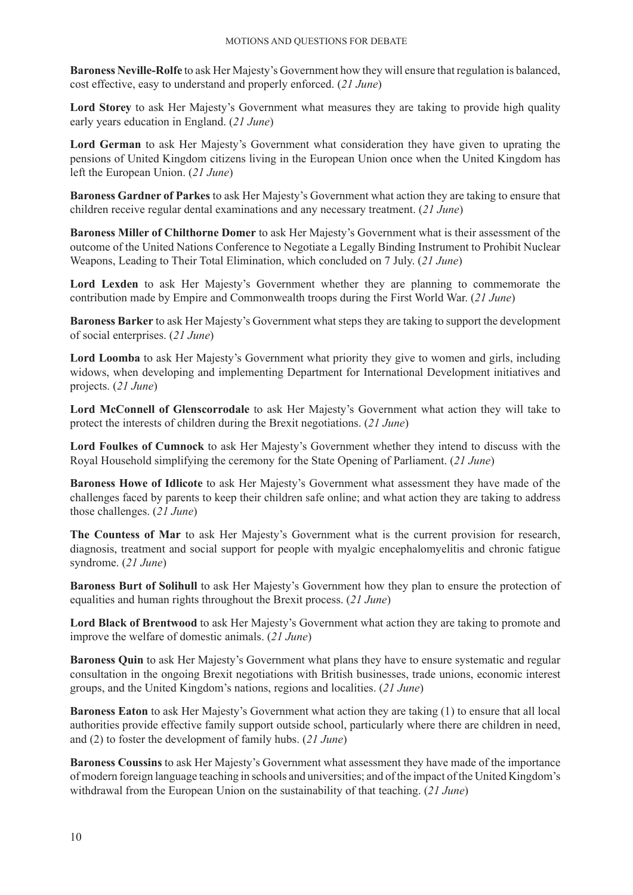**Baroness Neville-Rolfe** to ask Her Majesty's Government how they will ensure that regulation is balanced, cost effective, easy to understand and properly enforced. (*21 June*)

**Lord Storey** to ask Her Majesty's Government what measures they are taking to provide high quality early years education in England. (*21 June*)

**Lord German** to ask Her Majesty's Government what consideration they have given to uprating the pensions of United Kingdom citizens living in the European Union once when the United Kingdom has left the European Union. (*21 June*)

**Baroness Gardner of Parkes** to ask Her Majesty's Government what action they are taking to ensure that children receive regular dental examinations and any necessary treatment. (*21 June*)

**Baroness Miller of Chilthorne Domer** to ask Her Majesty's Government what is their assessment of the outcome of the United Nations Conference to Negotiate a Legally Binding Instrument to Prohibit Nuclear Weapons, Leading to Their Total Elimination, which concluded on 7 July. (*21 June*)

**Lord Lexden** to ask Her Majesty's Government whether they are planning to commemorate the contribution made by Empire and Commonwealth troops during the First World War. (*21 June*)

**Baroness Barker** to ask Her Majesty's Government what steps they are taking to support the development of social enterprises. (*21 June*)

**Lord Loomba** to ask Her Majesty's Government what priority they give to women and girls, including widows, when developing and implementing Department for International Development initiatives and projects. (*21 June*)

**Lord McConnell of Glenscorrodale** to ask Her Majesty's Government what action they will take to protect the interests of children during the Brexit negotiations. (*21 June*)

**Lord Foulkes of Cumnock** to ask Her Majesty's Government whether they intend to discuss with the Royal Household simplifying the ceremony for the State Opening of Parliament. (*21 June*)

**Baroness Howe of Idlicote** to ask Her Majesty's Government what assessment they have made of the challenges faced by parents to keep their children safe online; and what action they are taking to address those challenges. (*21 June*)

**The Countess of Mar** to ask Her Majesty's Government what is the current provision for research, diagnosis, treatment and social support for people with myalgic encephalomyelitis and chronic fatigue syndrome. (*21 June*)

**Baroness Burt of Solihull** to ask Her Majesty's Government how they plan to ensure the protection of equalities and human rights throughout the Brexit process. (*21 June*)

**Lord Black of Brentwood** to ask Her Majesty's Government what action they are taking to promote and improve the welfare of domestic animals. (*21 June*)

**Baroness Quin** to ask Her Majesty's Government what plans they have to ensure systematic and regular consultation in the ongoing Brexit negotiations with British businesses, trade unions, economic interest groups, and the United Kingdom's nations, regions and localities. (*21 June*)

**Baroness Eaton** to ask Her Majesty's Government what action they are taking (1) to ensure that all local authorities provide effective family support outside school, particularly where there are children in need, and (2) to foster the development of family hubs. (*21 June*)

**Baroness Coussins** to ask Her Majesty's Government what assessment they have made of the importance of modern foreign language teaching in schools and universities; and of the impact of the United Kingdom's withdrawal from the European Union on the sustainability of that teaching. (*21 June*)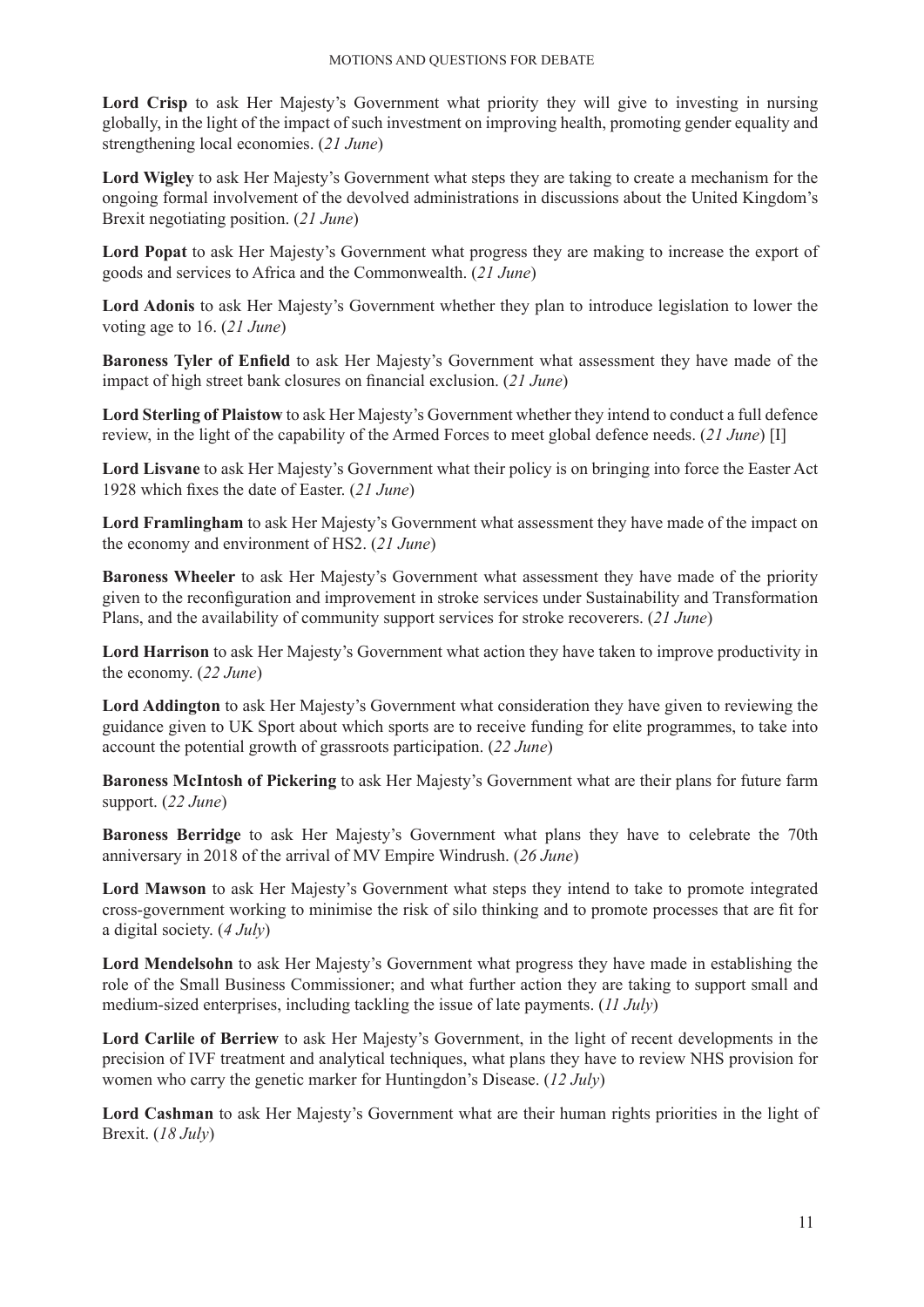**Lord Crisp** to ask Her Majesty's Government what priority they will give to investing in nursing globally, in the light of the impact of such investment on improving health, promoting gender equality and strengthening local economies. (*21 June*)

**Lord Wigley** to ask Her Majesty's Government what steps they are taking to create a mechanism for the ongoing formal involvement of the devolved administrations in discussions about the United Kingdom's Brexit negotiating position. (*21 June*)

**Lord Popat** to ask Her Majesty's Government what progress they are making to increase the export of goods and services to Africa and the Commonwealth. (*21 June*)

**Lord Adonis** to ask Her Majesty's Government whether they plan to introduce legislation to lower the voting age to 16. (*21 June*)

**Baroness Tyler of Enfield** to ask Her Majesty's Government what assessment they have made of the impact of high street bank closures on financial exclusion. (*21 June*)

**Lord Sterling of Plaistow** to ask Her Majesty's Government whether they intend to conduct a full defence review, in the light of the capability of the Armed Forces to meet global defence needs. (*21 June*) [I]

**Lord Lisvane** to ask Her Majesty's Government what their policy is on bringing into force the Easter Act 1928 which fixes the date of Easter. (*21 June*)

**Lord Framlingham** to ask Her Majesty's Government what assessment they have made of the impact on the economy and environment of HS2. (*21 June*)

**Baroness Wheeler** to ask Her Majesty's Government what assessment they have made of the priority given to the reconfiguration and improvement in stroke services under Sustainability and Transformation Plans, and the availability of community support services for stroke recoverers. (*21 June*)

**Lord Harrison** to ask Her Majesty's Government what action they have taken to improve productivity in the economy. (*22 June*)

**Lord Addington** to ask Her Majesty's Government what consideration they have given to reviewing the guidance given to UK Sport about which sports are to receive funding for elite programmes, to take into account the potential growth of grassroots participation. (*22 June*)

**Baroness McIntosh of Pickering** to ask Her Majesty's Government what are their plans for future farm support. (*22 June*)

**Baroness Berridge** to ask Her Majesty's Government what plans they have to celebrate the 70th anniversary in 2018 of the arrival of MV Empire Windrush. (*26 June*)

**Lord Mawson** to ask Her Majesty's Government what steps they intend to take to promote integrated cross-government working to minimise the risk of silo thinking and to promote processes that are fit for a digital society. (*4 July*)

**Lord Mendelsohn** to ask Her Majesty's Government what progress they have made in establishing the role of the Small Business Commissioner; and what further action they are taking to support small and medium-sized enterprises, including tackling the issue of late payments. (*11 July*)

**Lord Carlile of Berriew** to ask Her Majesty's Government, in the light of recent developments in the precision of IVF treatment and analytical techniques, what plans they have to review NHS provision for women who carry the genetic marker for Huntingdon's Disease. (*12 July*)

**Lord Cashman** to ask Her Majesty's Government what are their human rights priorities in the light of Brexit. (*18 July*)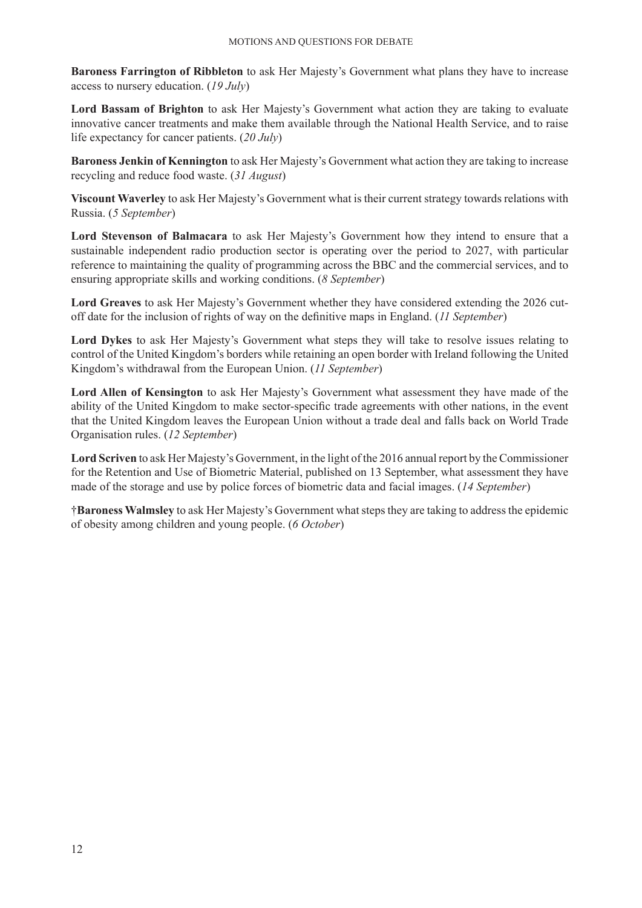**Baroness Farrington of Ribbleton** to ask Her Majesty's Government what plans they have to increase access to nursery education. (*19 July*)

**Lord Bassam of Brighton** to ask Her Majesty's Government what action they are taking to evaluate innovative cancer treatments and make them available through the National Health Service, and to raise life expectancy for cancer patients. (*20 July*)

**Baroness Jenkin of Kennington** to ask Her Majesty's Government what action they are taking to increase recycling and reduce food waste. (*31 August*)

**Viscount Waverley** to ask Her Majesty's Government what is their current strategy towards relations with Russia. (*5 September*)

**Lord Stevenson of Balmacara** to ask Her Majesty's Government how they intend to ensure that a sustainable independent radio production sector is operating over the period to 2027, with particular reference to maintaining the quality of programming across the BBC and the commercial services, and to ensuring appropriate skills and working conditions. (*8 September*)

**Lord Greaves** to ask Her Majesty's Government whether they have considered extending the 2026 cut-off date for the inclusion of rights of way on the definitive maps in England. (*11 September*)

**Lord Dykes** to ask Her Majesty's Government what steps they will take to resolve issues relating to control of the United Kingdom's borders while retaining an open border with Ireland following the United Kingdom's withdrawal from the European Union. (*11 September*)

**Lord Allen of Kensington** to ask Her Majesty's Government what assessment they have made of the ability of the United Kingdom to make sector-specific trade agreements with other nations, in the event that the United Kingdom leaves the European Union without a trade deal and falls back on World Trade Organisation rules. (*12 September*)

**Lord Scriven** to ask Her Majesty's Government, in the light of the 2016 annual report by the Commissioner for the Retention and Use of Biometric Material, published on 13 September, what assessment they have made of the storage and use by police forces of biometric data and facial images. (*14 September*)

†**Baroness Walmsley** to ask Her Majesty's Government what steps they are taking to address the epidemic of obesity among children and young people. (*6 October*)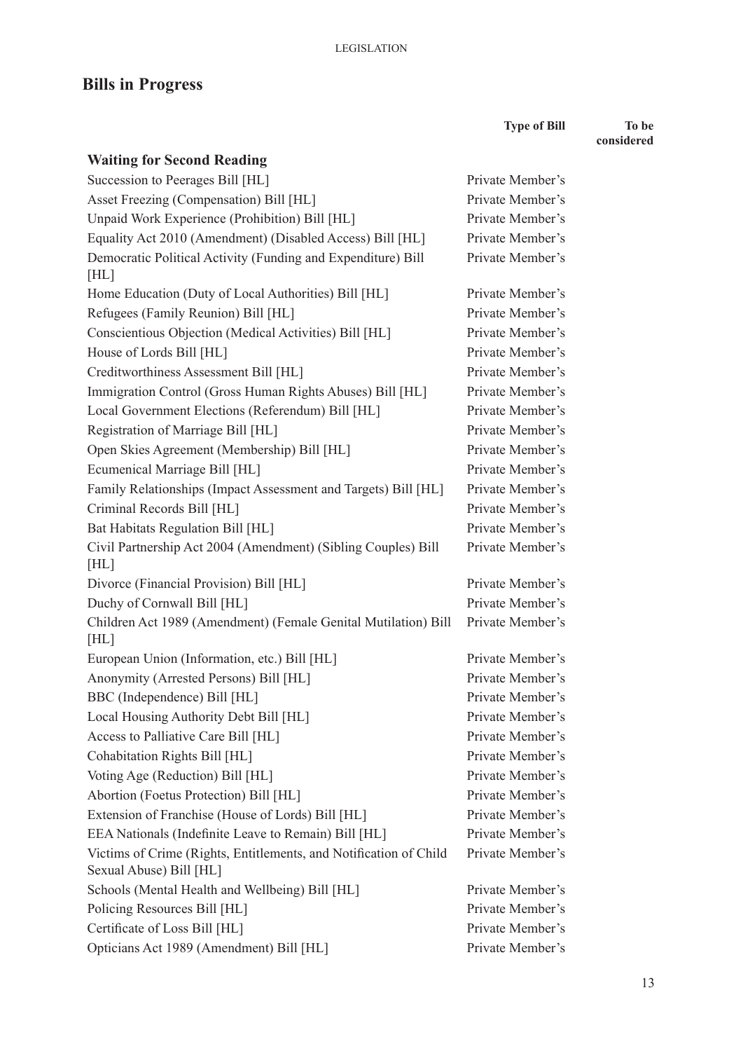## Bills in Progress

| | Type of Bill | To be considered |
|---|---|---|
| **Waiting for Second Reading** | | |
| Succession to Peerages Bill [HL] | Private Member's | |
| Asset Freezing (Compensation) Bill [HL] | Private Member's | |
| Unpaid Work Experience (Prohibition) Bill [HL] | Private Member's | |
| Equality Act 2010 (Amendment) (Disabled Access) Bill [HL] | Private Member's | |
| Democratic Political Activity (Funding and Expenditure) Bill [HL] | Private Member's | |
| Home Education (Duty of Local Authorities) Bill [HL] | Private Member's | |
| Refugees (Family Reunion) Bill [HL] | Private Member's | |
| Conscientious Objection (Medical Activities) Bill [HL] | Private Member's | |
| House of Lords Bill [HL] | Private Member's | |
| Creditworthiness Assessment Bill [HL] | Private Member's | |
| Immigration Control (Gross Human Rights Abuses) Bill [HL] | Private Member's | |
| Local Government Elections (Referendum) Bill [HL] | Private Member's | |
| Registration of Marriage Bill [HL] | Private Member's | |
| Open Skies Agreement (Membership) Bill [HL] | Private Member's | |
| Ecumenical Marriage Bill [HL] | Private Member's | |
| Family Relationships (Impact Assessment and Targets) Bill [HL] | Private Member's | |
| Criminal Records Bill [HL] | Private Member's | |
| Bat Habitats Regulation Bill [HL] | Private Member's | |
| Civil Partnership Act 2004 (Amendment) (Sibling Couples) Bill [HL] | Private Member's | |
| Divorce (Financial Provision) Bill [HL] | Private Member's | |
| Duchy of Cornwall Bill [HL] | Private Member's | |
| Children Act 1989 (Amendment) (Female Genital Mutilation) Bill [HL] | Private Member's | |
| European Union (Information, etc.) Bill [HL] | Private Member's | |
| Anonymity (Arrested Persons) Bill [HL] | Private Member's | |
| BBC (Independence) Bill [HL] | Private Member's | |
| Local Housing Authority Debt Bill [HL] | Private Member's | |
| Access to Palliative Care Bill [HL] | Private Member's | |
| Cohabitation Rights Bill [HL] | Private Member's | |
| Voting Age (Reduction) Bill [HL] | Private Member's | |
| Abortion (Foetus Protection) Bill [HL] | Private Member's | |
| Extension of Franchise (House of Lords) Bill [HL] | Private Member's | |
| EEA Nationals (Indefinite Leave to Remain) Bill [HL] | Private Member's | |
| Victims of Crime (Rights, Entitlements, and Notification of Child Sexual Abuse) Bill [HL] | Private Member's | |
| Schools (Mental Health and Wellbeing) Bill [HL] | Private Member's | |
| Policing Resources Bill [HL] | Private Member's | |
| Certificate of Loss Bill [HL] | Private Member's | |
| Opticians Act 1989 (Amendment) Bill [HL] | Private Member's | |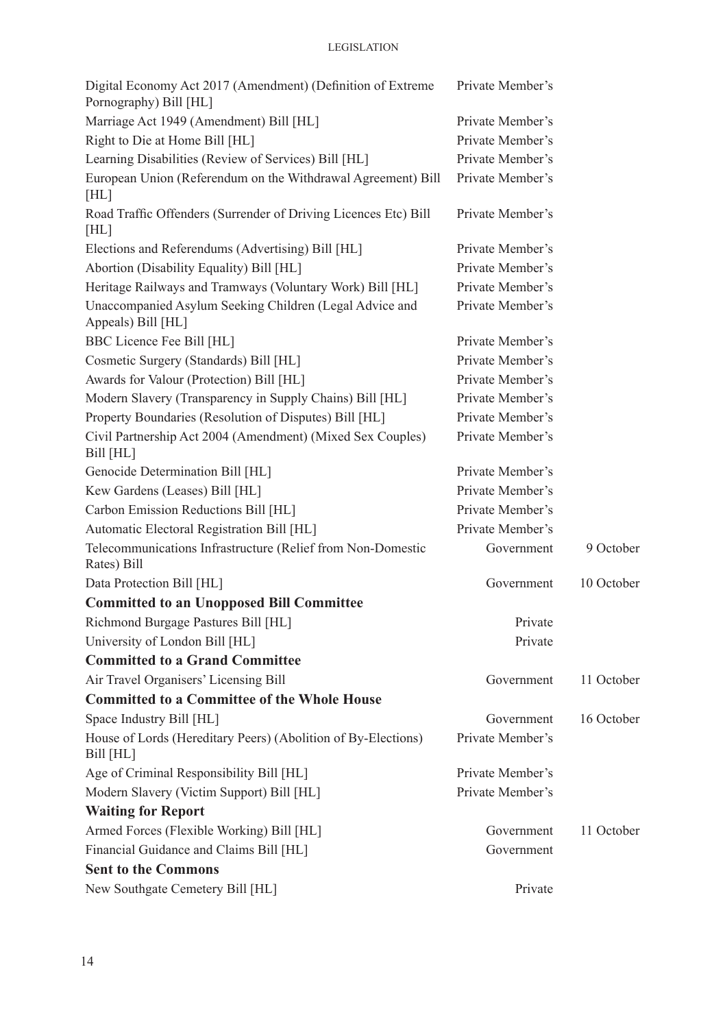| | | |
|---|---|---|
| Digital Economy Act 2017 (Amendment) (Definition of Extreme Pornography) Bill [HL] | Private Member's | |
| Marriage Act 1949 (Amendment) Bill [HL] | Private Member's | |
| Right to Die at Home Bill [HL] | Private Member's | |
| Learning Disabilities (Review of Services) Bill [HL] | Private Member's | |
| European Union (Referendum on the Withdrawal Agreement) Bill [HL] | Private Member's | |
| Road Traffic Offenders (Surrender of Driving Licences Etc) Bill [HL] | Private Member's | |
| Elections and Referendums (Advertising) Bill [HL] | Private Member's | |
| Abortion (Disability Equality) Bill [HL] | Private Member's | |
| Heritage Railways and Tramways (Voluntary Work) Bill [HL] | Private Member's | |
| Unaccompanied Asylum Seeking Children (Legal Advice and Appeals) Bill [HL] | Private Member's | |
| BBC Licence Fee Bill [HL] | Private Member's | |
| Cosmetic Surgery (Standards) Bill [HL] | Private Member's | |
| Awards for Valour (Protection) Bill [HL] | Private Member's | |
| Modern Slavery (Transparency in Supply Chains) Bill [HL] | Private Member's | |
| Property Boundaries (Resolution of Disputes) Bill [HL] | Private Member's | |
| Civil Partnership Act 2004 (Amendment) (Mixed Sex Couples) Bill [HL] | Private Member's | |
| Genocide Determination Bill [HL] | Private Member's | |
| Kew Gardens (Leases) Bill [HL] | Private Member's | |
| Carbon Emission Reductions Bill [HL] | Private Member's | |
| Automatic Electoral Registration Bill [HL] | Private Member's | |
| Telecommunications Infrastructure (Relief from Non-Domestic Rates) Bill | Government | 9 October |
| Data Protection Bill [HL] | Government | 10 October |
| **Committed to an Unopposed Bill Committee** | | |
| Richmond Burgage Pastures Bill [HL] | Private | |
| University of London Bill [HL] | Private | |
| **Committed to a Grand Committee** | | |
| Air Travel Organisers' Licensing Bill | Government | 11 October |
| **Committed to a Committee of the Whole House** | | |
| Space Industry Bill [HL] | Government | 16 October |
| House of Lords (Hereditary Peers) (Abolition of By-Elections) Bill [HL] | Private Member's | |
| Age of Criminal Responsibility Bill [HL] | Private Member's | |
| Modern Slavery (Victim Support) Bill [HL] | Private Member's | |
| **Waiting for Report** | | |
| Armed Forces (Flexible Working) Bill [HL] | Government | 11 October |
| Financial Guidance and Claims Bill [HL] | Government | |
| **Sent to the Commons** | | |
| New Southgate Cemetery Bill [HL] | Private | |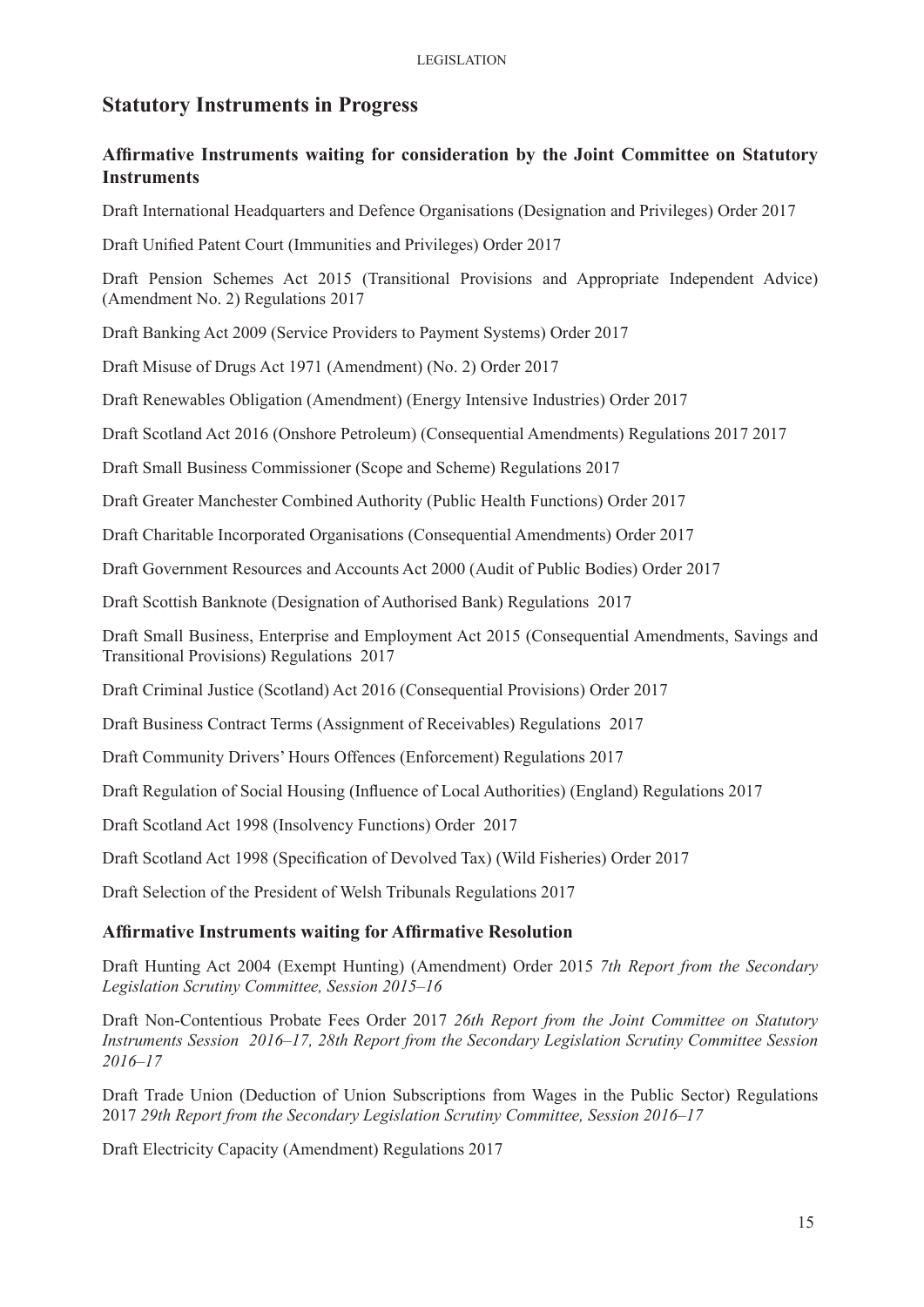## Statutory Instruments in Progress

### Affirmative Instruments waiting for consideration by the Joint Committee on Statutory Instruments

Draft International Headquarters and Defence Organisations (Designation and Privileges) Order 2017

Draft Unified Patent Court (Immunities and Privileges) Order 2017

Draft Pension Schemes Act 2015 (Transitional Provisions and Appropriate Independent Advice) (Amendment No. 2) Regulations 2017

Draft Banking Act 2009 (Service Providers to Payment Systems) Order 2017

Draft Misuse of Drugs Act 1971 (Amendment) (No. 2) Order 2017

Draft Renewables Obligation (Amendment) (Energy Intensive Industries) Order 2017

Draft Scotland Act 2016 (Onshore Petroleum) (Consequential Amendments) Regulations 2017 2017

Draft Small Business Commissioner (Scope and Scheme) Regulations 2017

Draft Greater Manchester Combined Authority (Public Health Functions) Order 2017

Draft Charitable Incorporated Organisations (Consequential Amendments) Order 2017

Draft Government Resources and Accounts Act 2000 (Audit of Public Bodies) Order 2017

Draft Scottish Banknote (Designation of Authorised Bank) Regulations 2017

Draft Small Business, Enterprise and Employment Act 2015 (Consequential Amendments, Savings and Transitional Provisions) Regulations 2017

Draft Criminal Justice (Scotland) Act 2016 (Consequential Provisions) Order 2017

Draft Business Contract Terms (Assignment of Receivables) Regulations 2017

Draft Community Drivers' Hours Offences (Enforcement) Regulations 2017

Draft Regulation of Social Housing (Influence of Local Authorities) (England) Regulations 2017

Draft Scotland Act 1998 (Insolvency Functions) Order 2017

Draft Scotland Act 1998 (Specification of Devolved Tax) (Wild Fisheries) Order 2017

Draft Selection of the President of Welsh Tribunals Regulations 2017

### Affirmative Instruments waiting for Affirmative Resolution

Draft Hunting Act 2004 (Exempt Hunting) (Amendment) Order 2015 *7th Report from the Secondary Legislation Scrutiny Committee, Session 2015–16*

Draft Non-Contentious Probate Fees Order 2017 *26th Report from the Joint Committee on Statutory Instruments Session 2016–17, 28th Report from the Secondary Legislation Scrutiny Committee Session 2016–17*

Draft Trade Union (Deduction of Union Subscriptions from Wages in the Public Sector) Regulations 2017 *29th Report from the Secondary Legislation Scrutiny Committee, Session 2016–17*

Draft Electricity Capacity (Amendment) Regulations 2017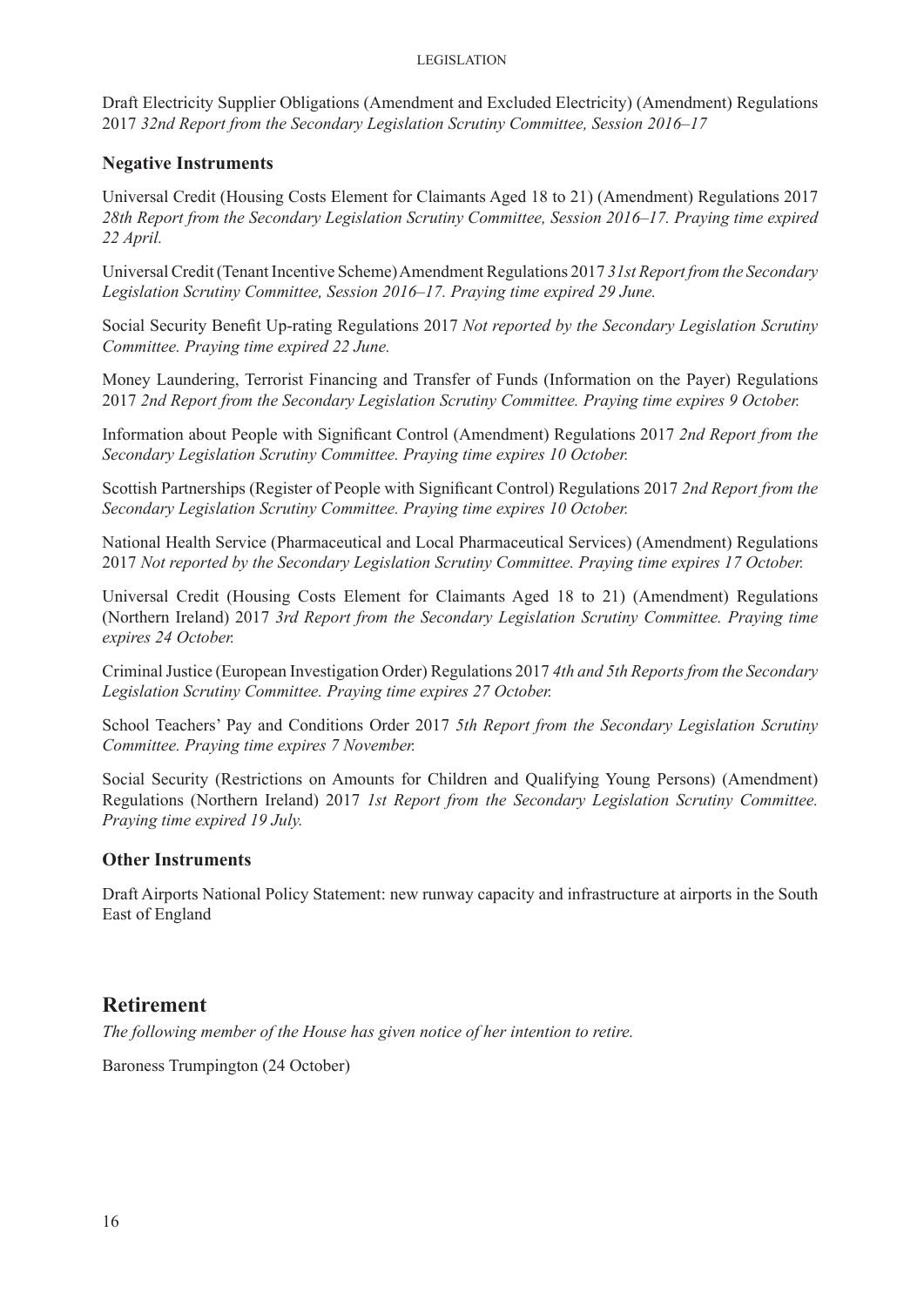Draft Electricity Supplier Obligations (Amendment and Excluded Electricity) (Amendment) Regulations 2017 *32nd Report from the Secondary Legislation Scrutiny Committee, Session 2016–17*

### Negative Instruments

Universal Credit (Housing Costs Element for Claimants Aged 18 to 21) (Amendment) Regulations 2017 *28th Report from the Secondary Legislation Scrutiny Committee, Session 2016–17. Praying time expired 22 April.*

Universal Credit (Tenant Incentive Scheme) Amendment Regulations 2017 *31st Report from the Secondary Legislation Scrutiny Committee, Session 2016–17. Praying time expired 29 June.*

Social Security Benefit Up-rating Regulations 2017 *Not reported by the Secondary Legislation Scrutiny Committee. Praying time expired 22 June.*

Money Laundering, Terrorist Financing and Transfer of Funds (Information on the Payer) Regulations 2017 *2nd Report from the Secondary Legislation Scrutiny Committee. Praying time expires 9 October.*

Information about People with Significant Control (Amendment) Regulations 2017 *2nd Report from the Secondary Legislation Scrutiny Committee. Praying time expires 10 October.*

Scottish Partnerships (Register of People with Significant Control) Regulations 2017 *2nd Report from the Secondary Legislation Scrutiny Committee. Praying time expires 10 October.*

National Health Service (Pharmaceutical and Local Pharmaceutical Services) (Amendment) Regulations 2017 *Not reported by the Secondary Legislation Scrutiny Committee. Praying time expires 17 October.*

Universal Credit (Housing Costs Element for Claimants Aged 18 to 21) (Amendment) Regulations (Northern Ireland) 2017 *3rd Report from the Secondary Legislation Scrutiny Committee. Praying time expires 24 October.*

Criminal Justice (European Investigation Order) Regulations 2017 *4th and 5th Reports from the Secondary Legislation Scrutiny Committee. Praying time expires 27 October.*

School Teachers' Pay and Conditions Order 2017 *5th Report from the Secondary Legislation Scrutiny Committee. Praying time expires 7 November.*

Social Security (Restrictions on Amounts for Children and Qualifying Young Persons) (Amendment) Regulations (Northern Ireland) 2017 *1st Report from the Secondary Legislation Scrutiny Committee. Praying time expired 19 July.*

### Other Instruments

Draft Airports National Policy Statement: new runway capacity and infrastructure at airports in the South East of England

## Retirement

*The following member of the House has given notice of her intention to retire.*

Baroness Trumpington (24 October)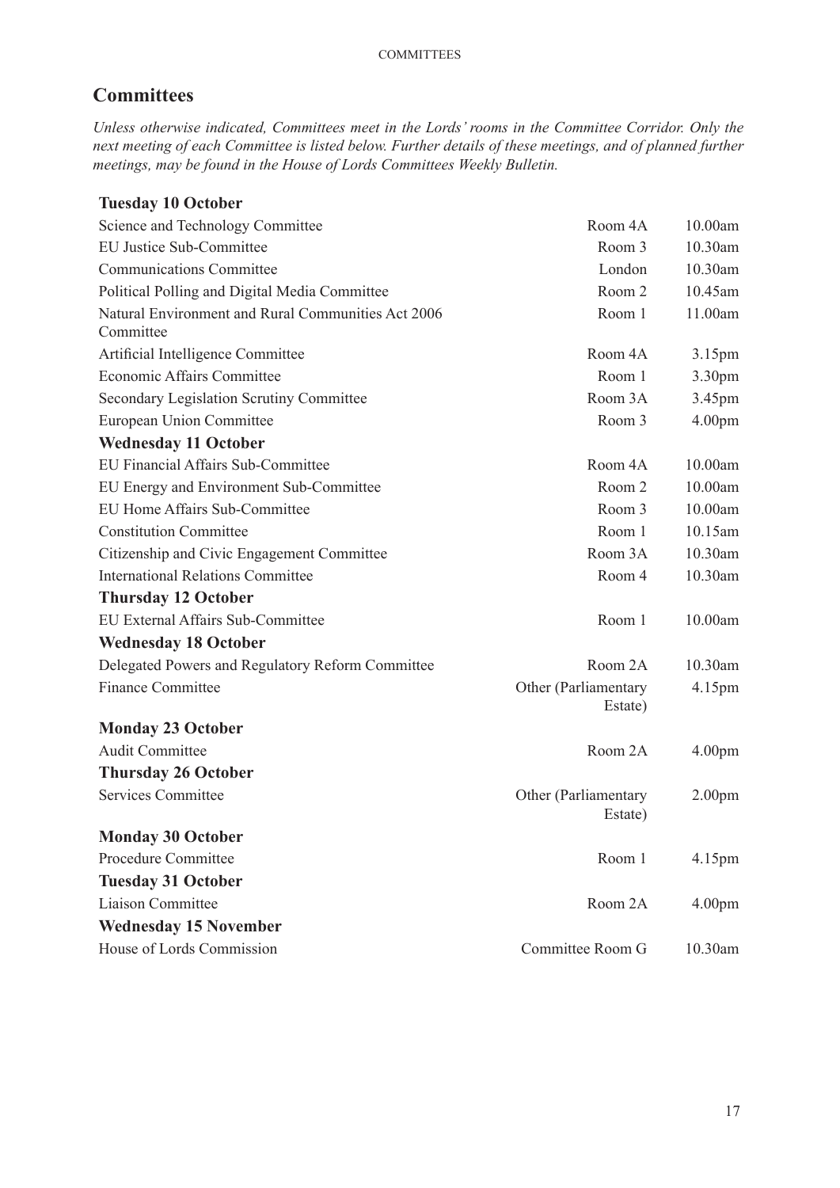## Committees

*Unless otherwise indicated, Committees meet in the Lords' rooms in the Committee Corridor. Only the next meeting of each Committee is listed below. Further details of these meetings, and of planned further meetings, may be found in the House of Lords Committees Weekly Bulletin.*

| Committee | Room | Time |
|---|---|---|
| **Tuesday 10 October** | | |
| Science and Technology Committee | Room 4A | 10.00am |
| EU Justice Sub-Committee | Room 3 | 10.30am |
| Communications Committee | London | 10.30am |
| Political Polling and Digital Media Committee | Room 2 | 10.45am |
| Natural Environment and Rural Communities Act 2006 Committee | Room 1 | 11.00am |
| Artificial Intelligence Committee | Room 4A | 3.15pm |
| Economic Affairs Committee | Room 1 | 3.30pm |
| Secondary Legislation Scrutiny Committee | Room 3A | 3.45pm |
| European Union Committee | Room 3 | 4.00pm |
| **Wednesday 11 October** | | |
| EU Financial Affairs Sub-Committee | Room 4A | 10.00am |
| EU Energy and Environment Sub-Committee | Room 2 | 10.00am |
| EU Home Affairs Sub-Committee | Room 3 | 10.00am |
| Constitution Committee | Room 1 | 10.15am |
| Citizenship and Civic Engagement Committee | Room 3A | 10.30am |
| International Relations Committee | Room 4 | 10.30am |
| **Thursday 12 October** | | |
| EU External Affairs Sub-Committee | Room 1 | 10.00am |
| **Wednesday 18 October** | | |
| Delegated Powers and Regulatory Reform Committee | Room 2A | 10.30am |
| Finance Committee | Other (Parliamentary Estate) | 4.15pm |
| **Monday 23 October** | | |
| Audit Committee | Room 2A | 4.00pm |
| **Thursday 26 October** | | |
| Services Committee | Other (Parliamentary Estate) | 2.00pm |
| **Monday 30 October** | | |
| Procedure Committee | Room 1 | 4.15pm |
| **Tuesday 31 October** | | |
| Liaison Committee | Room 2A | 4.00pm |
| **Wednesday 15 November** | | |
| House of Lords Commission | Committee Room G | 10.30am |